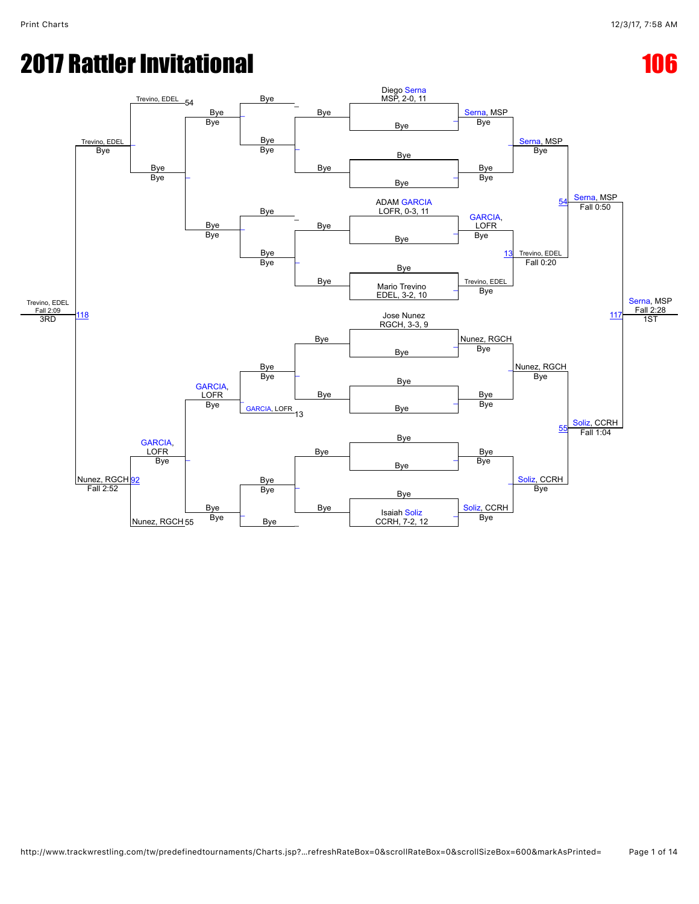# 2017 Rattler Invitational

# 106

**Championship Bracket**

Diego Serna, MSP, 2-0, 11 — Bye

Bye — Bye

ADAM GARCIA, LOFR, 0-3, 11 — Bye

Bye — Mario Trevino, EDEL, 3-2, 10

Jose Nunez, RGCH, 3-3, 9 — Bye

Bye — Bye

Bye — Bye

Bye — Isaiah Soliz, CCRH, 7-2, 12

Serna, MSP — Bye

Bye — Bye

GARCIA, LOFR — Bye

Trevino, EDEL — Bye

Nunez, RGCH — Bye

Bye — Bye

Bye — Bye

Soliz, CCRH — Bye

Serna, MSP — Bye

Trevino, EDEL — Fall 0:20 (13)

Nunez, RGCH — Bye

Soliz, CCRH — Bye

Serna, MSP — Fall 0:50 (54)

Soliz, CCRH — Fall 1:04 (55)

Serna, MSP — Fall 2:28 (117) — 1ST

**Consolation Bracket**

Trevino, EDEL (54)

GARCIA, LOFR (13)

Nunez, RGCH (55)

Trevino, EDEL — Bye

GARCIA, LOFR — Bye

GARCIA, LOFR — Bye

Nunez, RGCH — Fall 2:52 (92)

Trevino, EDEL — Fall 2:09 (118) — 3RD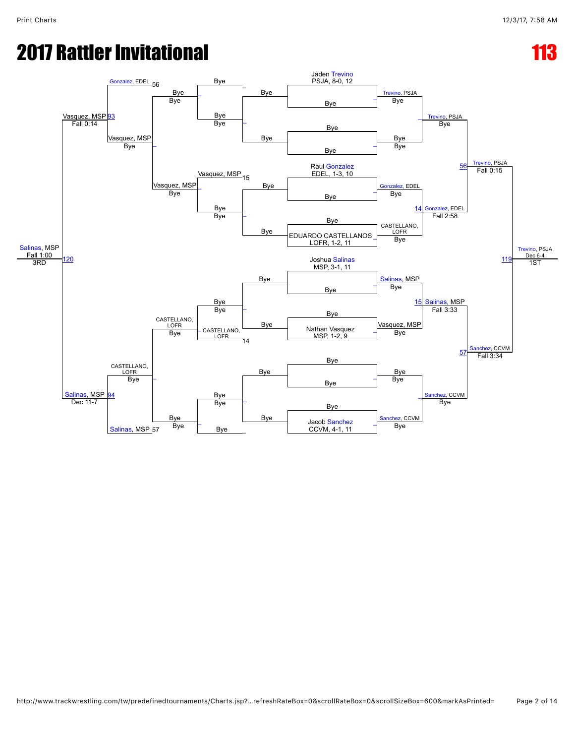# 2017 Rattler Invitational

# 113

## Championship Bracket

**First Round:**
- Jaden Trevino, PSJA, 8-0, 12 — Bye
- Bye — Bye
- Raul Gonzalez, EDEL, 1-3, 10 — Bye
- Bye — EDUARDO CASTELLANOS, LOFR, 1-2, 11
- Joshua Salinas, MSP, 3-1, 11 — Bye
- Bye — Nathan Vasquez, MSP, 1-2, 9
- Bye — Bye
- Bye — Jacob Sanchez, CCVM, 4-1, 11

**Second Round:**
- Trevino, PSJA — Bye
- Bye — Bye
- Gonzalez, EDEL — Bye
- CASTELLANO, LOFR — Bye
- Salinas, MSP — Bye
- Vasquez, MSP — Bye
- Bye — Bye
- Sanchez, CCVM — Bye

**Quarterfinals:**
- Trevino, PSJA — Bye
- 14 Gonzalez, EDEL — Fall 2:58
- 15 Salinas, MSP — Fall 3:33
- Sanchez, CCVM — Bye

**Semifinals:**
- 56 Trevino, PSJA — Fall 0:15
- 57 Sanchez, CCVM — Fall 3:34

**Final:**
- 119 Trevino, PSJA — Dec 6-4 — 1ST

## Consolation Bracket

- Bye — Bye
- Bye — Bye
- Vasquez, MSP 15 — Bye
- Bye — Bye
- Bye — Bye
- CASTELLANO, LOFR 14 — Bye
- Bye — Bye
- Bye — Bye

- Bye — Bye
- Vasquez, MSP — Bye
- CASTELLANO, LOFR — Bye
- Bye — Bye

- Gonzalez, EDEL 56 — Vasquez, MSP — Bye
- CASTELLANO, LOFR — Bye — Salinas, MSP 57

- 93 Vasquez, MSP — Fall 0:14
- 94 Salinas, MSP — Dec 11-7

**3rd Place:**
- 120 Salinas, MSP — Fall 1:00 — 3RD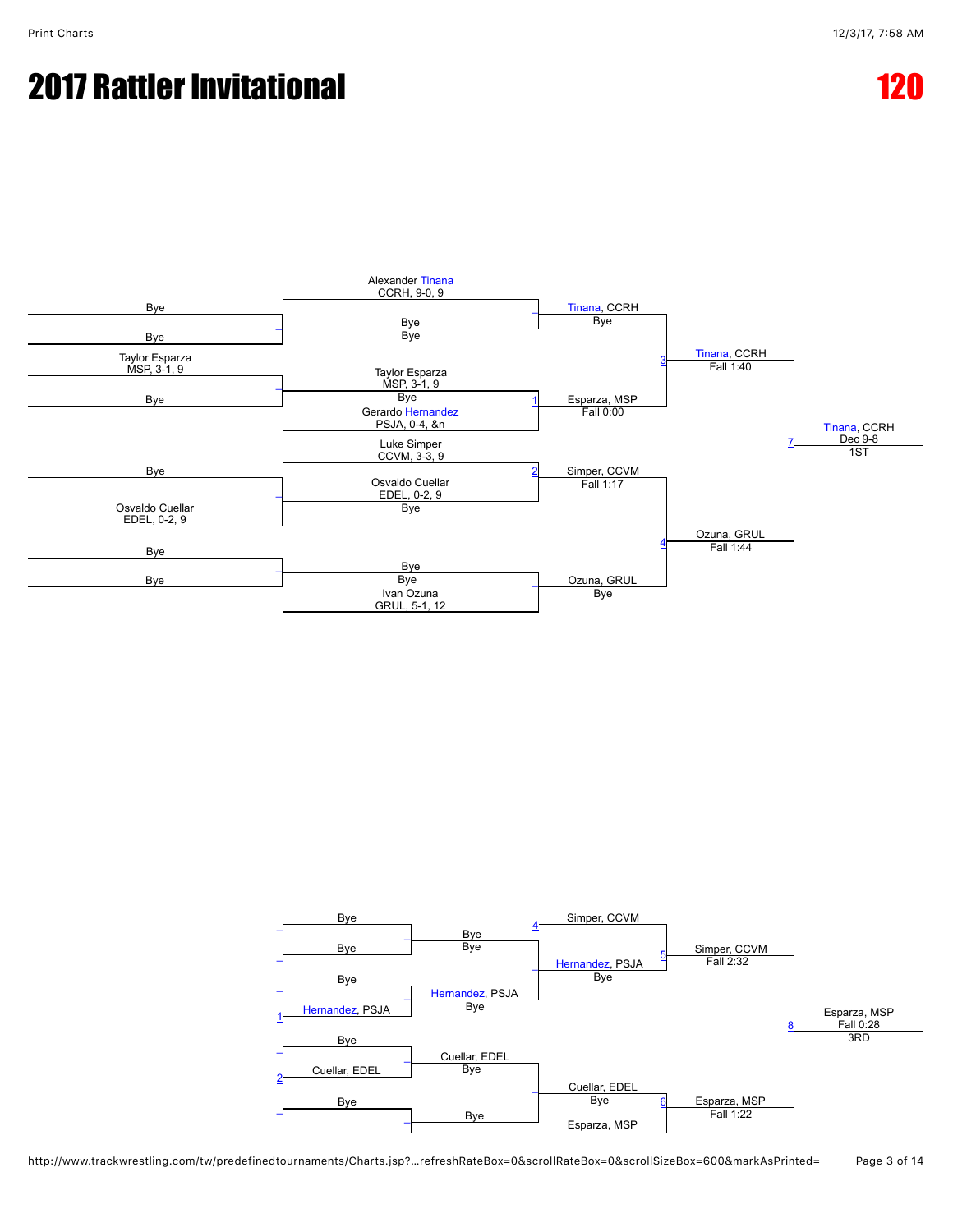# 2017 Rattler Invitational

# 120

## Championship Bracket

**Preliminary round**

- Bye vs Bye — Bye
- Taylor Esparza, MSP, 3-1, 9 vs Bye — Taylor Esparza, MSP, 3-1, 9
- Bye vs Osvaldo Cuellar, EDEL, 0-2, 9 — Osvaldo Cuellar, EDEL, 0-2, 9
- Bye vs Bye — Bye

**First round**

- Alexander Tinana, CCRH, 9-0, 9 vs Bye — Tinana, CCRH (Bye)
- Taylor Esparza, MSP, 3-1, 9 vs Gerardo Hernandez, PSJA, 0-4, &n — Match 1: Esparza, MSP (Fall 0:00)
- Luke Simper, CCVM, 3-3, 9 vs Osvaldo Cuellar, EDEL, 0-2, 9 — Match 2: Simper, CCVM (Fall 1:17)
- Bye vs Ivan Ozuna, GRUL, 5-1, 12 — Ozuna, GRUL (Bye)

**Semifinals**

- Match 3: Tinana, CCRH vs Esparza, MSP — Tinana, CCRH (Fall 1:40)
- Match 4: Simper, CCVM vs Ozuna, GRUL — Ozuna, GRUL (Fall 1:44)

**Final**

- Match 7: Tinana, CCRH vs Ozuna, GRUL — Tinana, CCRH (Dec 9-8) — 1ST

## Consolation Bracket

- Bye vs Bye — Bye
- Bye vs Hernandez, PSJA (loser of Match 1) — Hernandez, PSJA (Bye)
- Bye vs Cuellar, EDEL (loser of Match 2) — Cuellar, EDEL (Bye)
- Bye vs Bye — Bye
- Simper, CCVM (loser of Match 4) vs Bye — Simper, CCVM
- Bye vs Hernandez, PSJA — Hernandez, PSJA (Bye)
- Cuellar, EDEL vs Bye — Cuellar, EDEL (Bye)
- Match 5: Simper, CCVM vs Hernandez, PSJA — Simper, CCVM (Fall 2:32)
- Match 6: Cuellar, EDEL vs Esparza, MSP (loser of Match 3) — Esparza, MSP (Fall 1:22)
- Match 8: Simper, CCVM vs Esparza, MSP — Esparza, MSP (Fall 0:28) — 3RD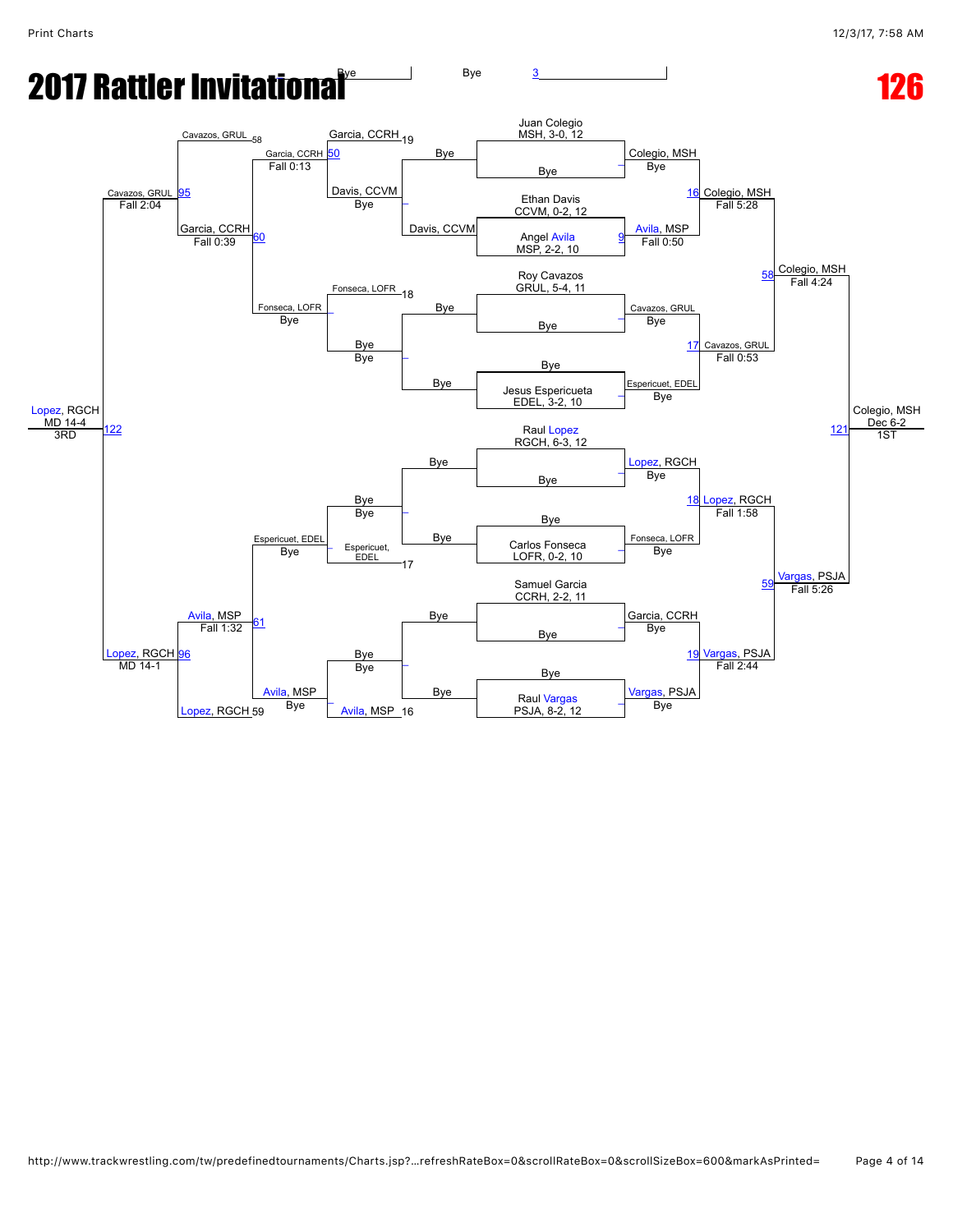# 2017 Rattler Invitational

# 126

## Championship Bracket

**Top half**

- Juan Colegio, MSH, 3-0, 12 vs Bye → Colegio, MSH (Bye)
- Ethan Davis, CCVM, 0-2, 12 vs Angel Avila, MSP, 2-2, 10 → Avila, MSP (Fall 0:50) [Match 9]
- Colegio, MSH vs Avila, MSP → Colegio, MSH (Fall 5:28) [Match 16]
- Roy Cavazos, GRUL, 5-4, 11 vs Bye → Cavazos, GRUL (Bye)
- Bye vs Jesus Espericueta, EDEL, 3-2, 10 → Espericuet, EDEL (Bye)
- Cavazos, GRUL vs Espericuet, EDEL → Cavazos, GRUL (Fall 0:53) [Match 17]
- Colegio, MSH vs Cavazos, GRUL → Colegio, MSH (Fall 4:24) [Match 58]

**Bottom half**

- Raul Lopez, RGCH, 6-3, 12 vs Bye → Lopez, RGCH (Bye)
- Bye vs Carlos Fonseca, LOFR, 0-2, 10 → Fonseca, LOFR (Bye)
- Lopez, RGCH vs Fonseca, LOFR → Lopez, RGCH (Fall 1:58) [Match 18]
- Samuel Garcia, CCRH, 2-2, 11 vs Bye → Garcia, CCRH (Bye)
- Bye vs Raul Vargas, PSJA, 8-2, 12 → Vargas, PSJA (Bye)
- Garcia, CCRH vs Vargas, PSJA → Vargas, PSJA (Fall 2:44) [Match 19]
- Lopez, RGCH vs Vargas, PSJA → Vargas, PSJA (Fall 5:26) [Match 59]

**Final** [Match 121]: Colegio, MSH vs Vargas, PSJA → Colegio, MSH, Dec 6-2, 1ST

## Consolation Bracket

- Bye vs Davis, CCVM → Davis, CCVM
- Bye vs Bye → Bye
- Bye vs Bye → Bye
- Bye vs Bye → Bye
- Davis, CCVM vs Garcia, CCRH (19) → Garcia, CCRH (Bye)
- Bye vs Fonseca, LOFR (18) → Fonseca, LOFR (Bye)
- Bye vs Espericuet, EDEL (17) → Espericuet, EDEL (Bye)
- Bye vs Avila, MSP (16) → Avila, MSP (Bye)
- Garcia, CCRH vs Davis, CCVM → Garcia, CCRH (Fall 0:13) [Match 50]
- Garcia, CCRH vs Cavazos, GRUL (58) → Garcia, CCRH (Fall 0:39) [Match 60]
- Espericuet, EDEL vs Avila, MSP → Avila, MSP (Fall 1:32) [Match 61]
- Cavazos, GRUL vs Garcia, CCRH → Cavazos, GRUL (Fall 2:04) [Match 95]
- Avila, MSP vs Lopez, RGCH (59) → Lopez, RGCH (MD 14-1) [Match 96]
- Cavazos, GRUL vs Lopez, RGCH → Lopez, RGCH, MD 14-4, 3RD [Match 122]

Bye | Bye [Match 3]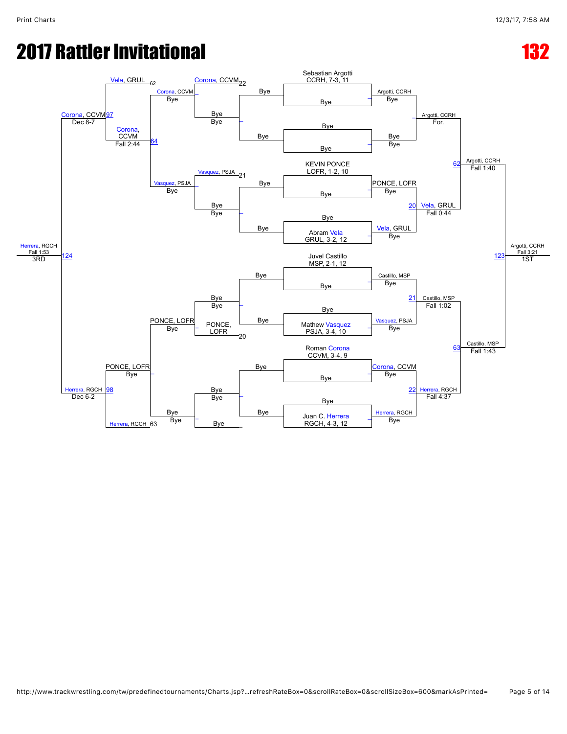# 2017 Rattler Invitational

# 132

**Championship Bracket**

Sebastian Argotti, CCRH, 7-3, 11 — Bye — Argotti, CCRH
Bye — Bye — Bye
Argotti, CCRH def. Bye — For.

KEVIN PONCE, LOFR, 1-2, 10 — Bye — PONCE, LOFR
Abram Vela, GRUL, 3-2, 12 — Bye — Vela, GRUL
20: Vela, GRUL — Fall 0:44

62: Argotti, CCRH — Fall 1:40

Juvel Castillo, MSP, 2-1, 12 — Bye — Castillo, MSP
Mathew Vasquez, PSJA, 3-4, 10 — Bye — Vasquez, PSJA
21: Castillo, MSP — Fall 1:02

Roman Corona, CCVM, 3-4, 9 — Bye — Corona, CCVM
Juan C. Herrera, RGCH, 4-3, 12 — Bye — Herrera, RGCH
22: Herrera, RGCH — Fall 4:37

63: Castillo, MSP — Fall 1:43

123: Argotti, CCRH — Fall 3:21 — **1ST**

**Consolation Bracket**

Corona, CCVM — Bye
Vasquez, PSJA — Bye
21: Vasquez, PSJA

22: Corona, CCVM

PONCE, LOFR — Bye
20: PONCE, LOFR

64: Corona, CCVM — Fall 2:44

62: Vela, GRUL

97: Corona, CCVM — Dec 8-7

PONCE, LOFR — Bye
63: Herrera, RGCH

98: Herrera, RGCH — Dec 6-2

124: Herrera, RGCH — Fall 1:53 — **3RD**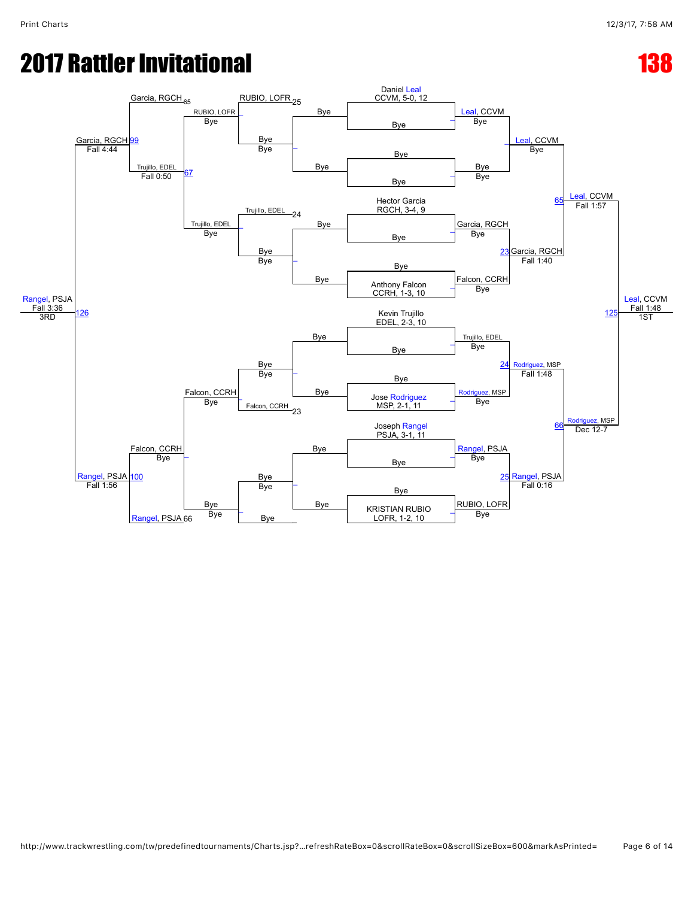# 2017 Rattler Invitational

# 138

**Championship Bracket**

Daniel Leal
CCVM, 5-0, 12
- Bye
- Leal, CCVM — Bye

Bye
- Bye
- Bye — Bye

Leal, CCVM — Bye

Hector Garcia
RGCH, 3-4, 9
- Bye
- Garcia, RGCH — Bye

Bye
- Anthony Falcon
CCRH, 1-3, 10
- Falcon, CCRH — Bye

23 Garcia, RGCH — Fall 1:40

65 Leal, CCVM — Fall 1:57

Kevin Trujillo
EDEL, 2-3, 10
- Bye
- Trujillo, EDEL — Bye

Bye
- Jose Rodriguez
MSP, 2-1, 11
- Rodriguez, MSP — Bye

24 Rodriguez, MSP — Fall 1:48

Joseph Rangel
PSJA, 3-1, 11
- Bye
- Rangel, PSJA — Bye

Bye
- KRISTIAN RUBIO
LOFR, 1-2, 10
- RUBIO, LOFR — Bye

25 Rangel, PSJA — Fall 0:16

66 Rodriguez, MSP — Dec 12-7

125 Leal, CCVM — Fall 1:48 — 1ST

**Consolation Bracket**

RUBIO, LOFR 25
- Bye — Bye
- Bye — Bye
- RUBIO, LOFR — Bye

Trujillo, EDEL 24
- Bye — Bye
- Trujillo, EDEL — Bye

67 Trujillo, EDEL — Fall 0:50

Garcia, RGCH 65

99 Garcia, RGCH — Fall 4:44

Bye — Bye
- Falcon, CCRH 23
- Falcon, CCRH — Bye

Bye — Bye
- Bye
- Bye — Bye

Falcon, CCRH — Bye

Rangel, PSJA 66

100 Rangel, PSJA — Fall 1:56

126 Rangel, PSJA — Fall 3:36 — 3RD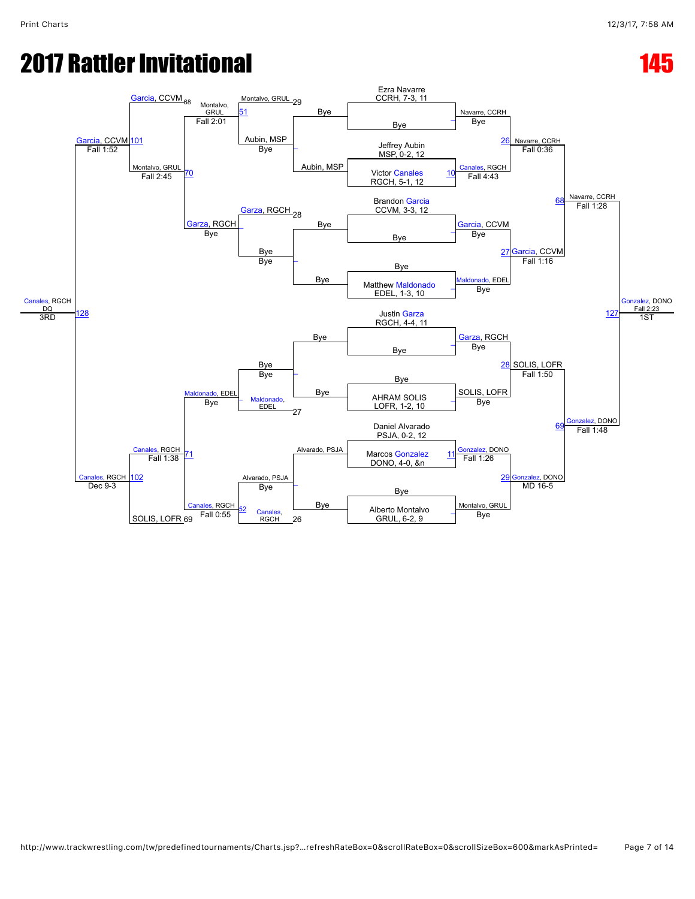# 2017 Rattler Invitational

**145**

## Championship Bracket

Ezra Navarre, CCRH, 7-3, 11 — Bye
Navarre, CCRH — Bye

Jeffrey Aubin, MSP, 0-2, 12
Victor Canales, RGCH, 5-1, 12
Canales, RGCH — Fall 4:43 (10)

Navarre, CCRH — Fall 0:36 (26)

Brandon Garcia, CCVM, 3-3, 12 — Bye
Garcia, CCVM — Bye

Matthew Maldonado, EDEL, 1-3, 10 — Bye
Maldonado, EDEL — Bye

Garcia, CCVM — Fall 1:16 (27)

Navarre, CCRH — Fall 1:28 (68)

Justin Garza, RGCH, 4-4, 11 — Bye
Garza, RGCH — Bye

AHRAM SOLIS, LOFR, 1-2, 10 — Bye
SOLIS, LOFR — Bye

SOLIS, LOFR — Fall 1:50 (28)

Daniel Alvarado, PSJA, 0-2, 12
Marcos Gonzalez, DONO, 4-0, &n
Gonzalez, DONO — Fall 1:26 (11)

Alberto Montalvo, GRUL, 6-2, 9 — Bye
Montalvo, GRUL — Bye

Gonzalez, DONO — MD 16-5 (29)

Gonzalez, DONO — Fall 1:48 (69)

**1ST:** Gonzalez, DONO — Fall 2:23 (127)

## Consolation Bracket

Bye / Aubin, MSP
Montalvo, GRUL / Aubin, MSP — Bye
Montalvo, GRUL (29)

Montalvo, GRUL — Fall 2:01 (51)

Bye / Bye
Garza, RGCH / Bye — Bye
Garza, RGCH (28)

Montalvo, GRUL — Fall 2:45 (70)
Garza, RGCH — Bye

Garcia, CCVM (68)

Garcia, CCVM — Fall 1:52 (101)

Bye / Bye
Bye — Bye
Maldonado, EDEL (27)

Maldonado, EDEL — Bye

Alvarado, PSJA / Bye
Alvarado, PSJA — Bye
Canales, RGCH (26)

Canales, RGCH — Fall 0:55 (52)

Canales, RGCH — Fall 1:38 (71)

SOLIS, LOFR (69)

Canales, RGCH — Dec 9-3 (102)

**3RD:** Canales, RGCH — DQ (128)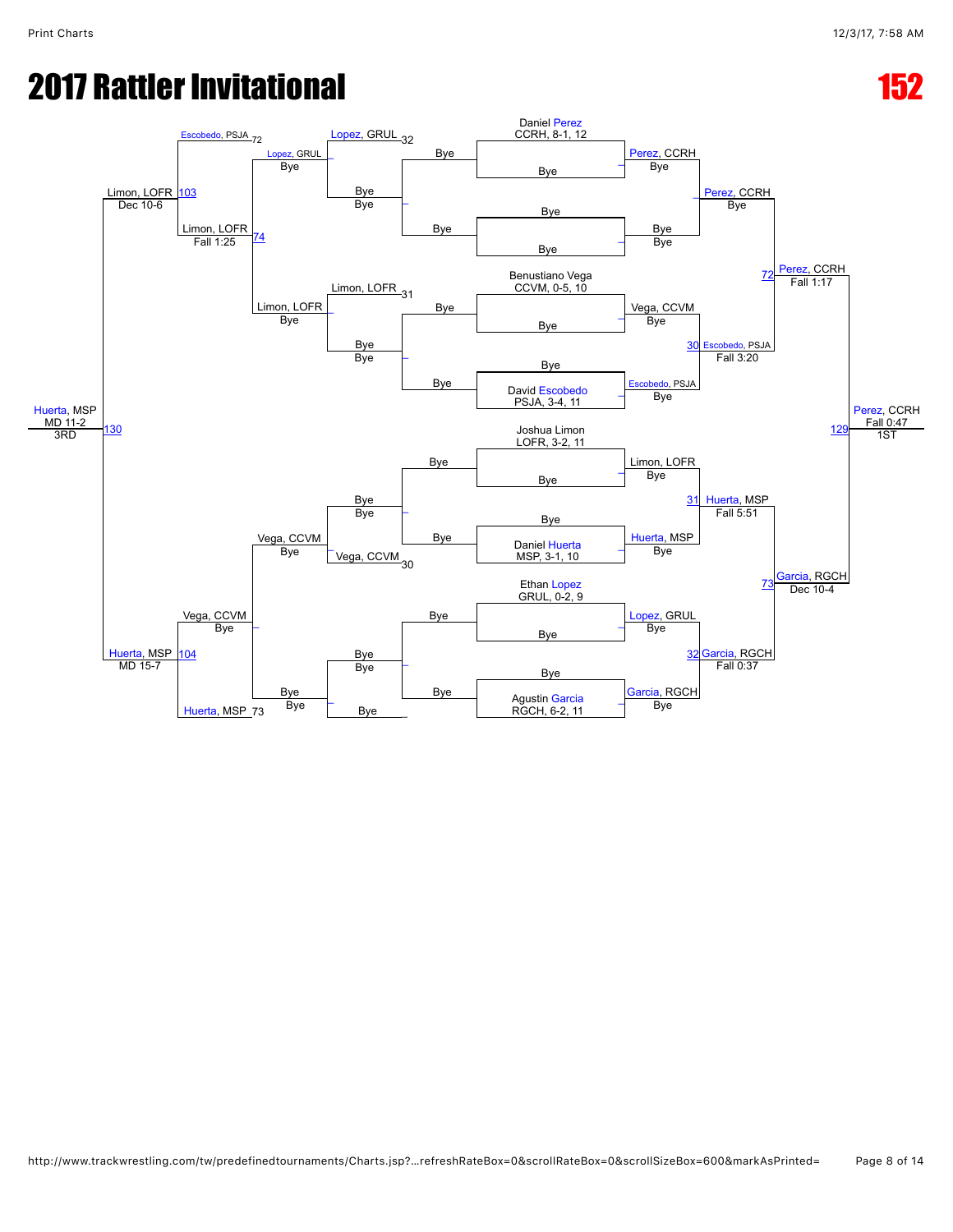# 2017 Rattler Invitational

# 152

## Championship Bracket

### Seeds

- Daniel Perez, CCRH, 8-1, 12
- Benustiano Vega, CCVM, 0-5, 10
- David Escobedo, PSJA, 3-4, 11
- Joshua Limon, LOFR, 3-2, 11
- Daniel Huerta, MSP, 3-1, 10
- Ethan Lopez, GRUL, 0-2, 9
- Agustin Garcia, RGCH, 6-2, 11

### Round 1

- Perez, CCRH — Bye
- Vega, CCVM — Bye
- Escobedo, PSJA — Bye
- Limon, LOFR — Bye
- Huerta, MSP — Bye
- Lopez, GRUL — Bye
- Garcia, RGCH — Bye

### Quarterfinals

- Perez, CCRH — Bye
- 30 Escobedo, PSJA — Fall 3:20
- 31 Huerta, MSP — Fall 5:51
- 32 Garcia, RGCH — Fall 0:37

### Semifinals

- 72 Perez, CCRH — Fall 1:17
- 73 Garcia, RGCH — Dec 10-4

### Final

- 129 Perez, CCRH — Fall 0:47 — 1ST

## Consolation Bracket

- Lopez, GRUL 32 — Bye
- Limon, LOFR 31 — Bye
- Vega, CCVM 30 — Bye
- Lopez, GRUL — Bye
- Limon, LOFR — Bye
- Vega, CCVM — Bye
- Escobedo, PSJA 72
- Huerta, MSP 73 — Bye
- 74 Limon, LOFR — Fall 1:25
- Vega, CCVM — Bye
- 103 Limon, LOFR — Dec 10-6
- 104 Huerta, MSP — MD 15-7
- 130 Huerta, MSP — MD 11-2 — 3RD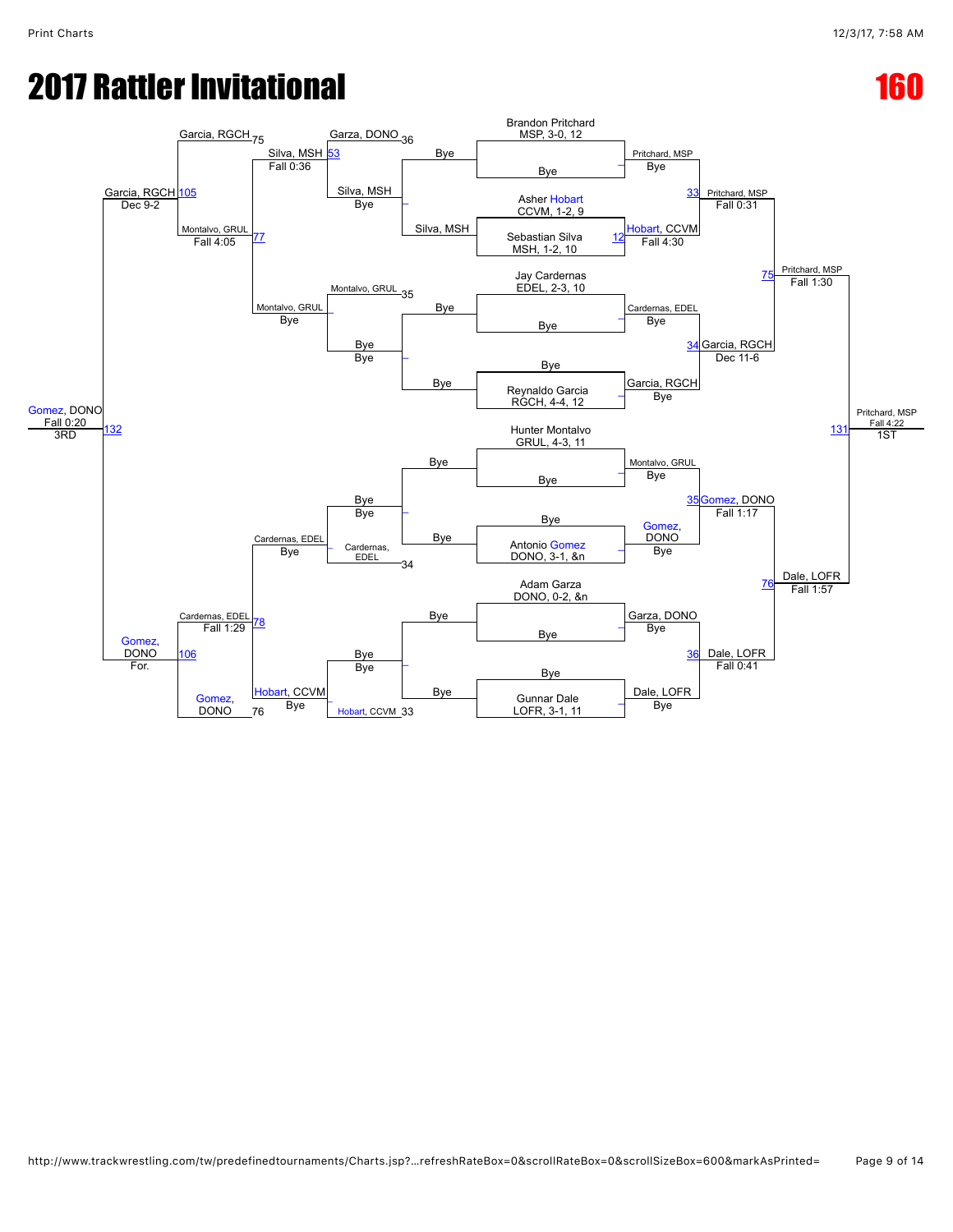# 2017 Rattler Invitational

# 160

## Championship Bracket

| Seed / Wrestler | Round 1 | Quarterfinals | Semifinals | Finals |
|---|---|---|---|---|
| Brandon Pritchard, MSP, 3-0, 12 | Pritchard, MSP — Bye | Pritchard, MSP — Fall 0:31 (33) | Pritchard, MSP — Fall 1:30 (75) | Pritchard, MSP — Fall 4:22 (131) — 1ST |
| Bye | | | | |
| Asher Hobart, CCVM, 1-2, 9 | Hobart, CCVM — Fall 4:30 (12) | | | |
| Sebastian Silva, MSH, 1-2, 10 | | | | |
| Jay Cardernas, EDEL, 2-3, 10 | Cardernas, EDEL — Bye | Garcia, RGCH — Dec 11-6 (34) | | |
| Bye | | | | |
| Bye | Garcia, RGCH — Bye | | | |
| Reynaldo Garcia, RGCH, 4-4, 12 | | | | |
| Hunter Montalvo, GRUL, 4-3, 11 | Montalvo, GRUL — Bye | Gomez, DONO — Fall 1:17 (35) | Dale, LOFR — Fall 1:57 (76) | |
| Bye | | | | |
| Bye | Gomez, DONO — Bye | | | |
| Antonio Gomez, DONO, 3-1, &n | | | | |
| Adam Garza, DONO, 0-2, &n | Garza, DONO — Bye | Dale, LOFR — Fall 0:41 (36) | | |
| Bye | | | | |
| Bye | Dale, LOFR — Bye | | | |
| Gunnar Dale, LOFR, 3-1, 11 | | | | |

## Consolation Bracket

| Match | Wrestlers | Winner / Result |
|---|---|---|
| Cons. (12 loser side) | Bye vs Silva, MSH | Silva, MSH — Bye |
| Cons. | Bye vs Bye | Bye — Bye |
| Cons. | Bye vs Bye | Bye — Bye |
| Cons. | Bye vs Bye | Bye — Bye |
| 53 | Garza, DONO (36) vs Silva, MSH | Silva, MSH — Fall 0:36 |
| Cons. | Montalvo, GRUL (35) vs Bye | Montalvo, GRUL — Bye |
| Cons. | Cardernas, EDEL (34) vs Bye | Cardernas, EDEL — Bye |
| Cons. | Hobart, CCVM (33) vs Bye | Hobart, CCVM — Bye |
| 77 | Silva, MSH vs Montalvo, GRUL | Montalvo, GRUL — Fall 4:05 |
| 78 | Cardernas, EDEL vs Hobart, CCVM | Cardernas, EDEL — Fall 1:29 |
| 105 | Garcia, RGCH (75) vs Montalvo, GRUL | Garcia, RGCH — Dec 9-2 |
| 106 | Cardernas, EDEL vs Gomez, DONO (76) | Gomez, DONO — For. |
| 132 | Garcia, RGCH vs Gomez, DONO | Gomez, DONO — Fall 0:20 — 3RD |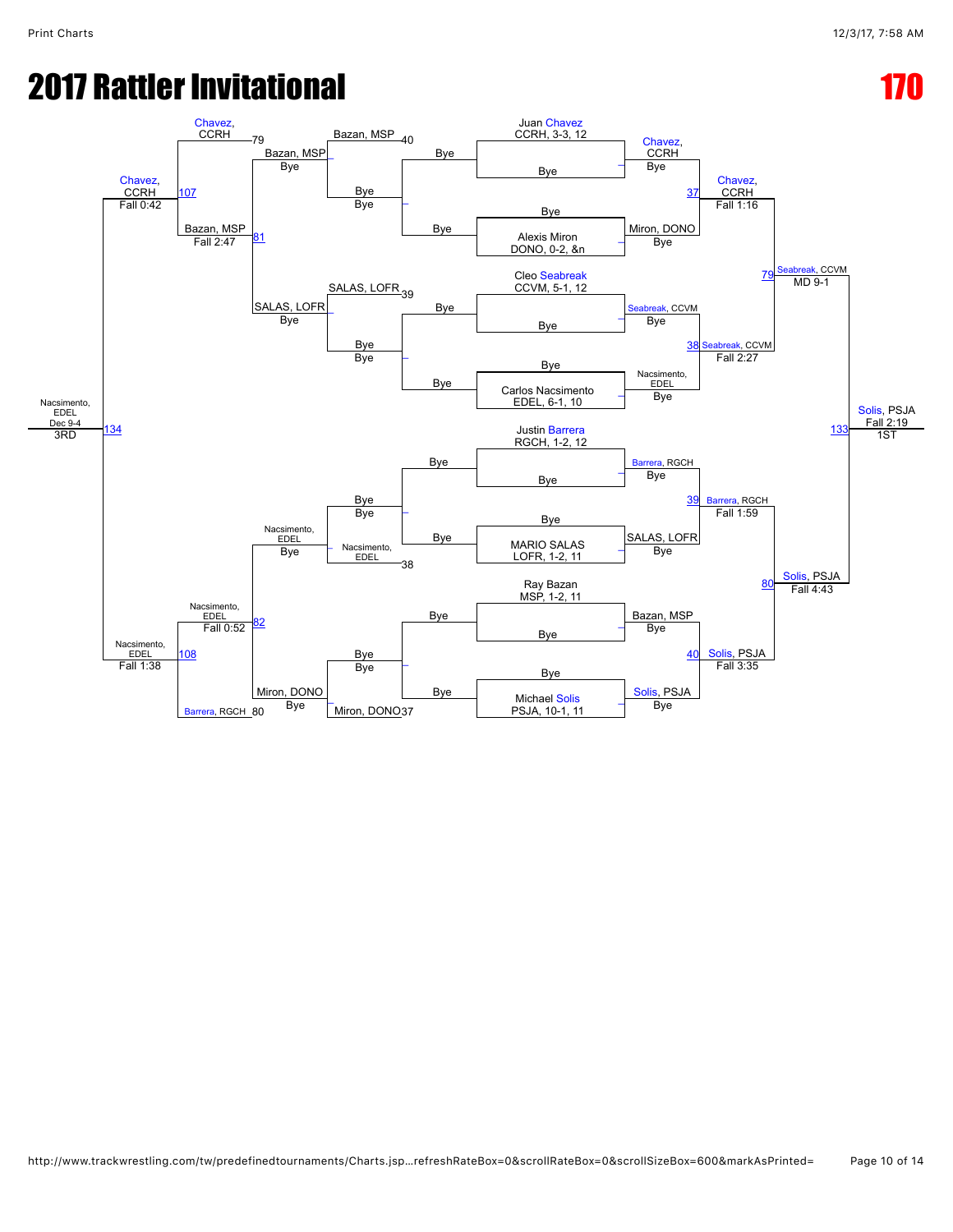# 2017 Rattler Invitational

# 170

## Championship Bracket

**Round 1 / Round 2**

- Juan Chavez, CCRH, 3-3, 12 — Bye → Chavez, CCRH (Bye)
- Alexis Miron, DONO, 0-2, &n — Bye → Miron, DONO (Bye)
- Cleo Seabreak, CCVM, 5-1, 12 — Bye → Seabreak, CCVM (Bye)
- Carlos Nascimento, EDEL, 6-1, 10 — Bye → Nascimento, EDEL (Bye)
- Justin Barrera, RGCH, 1-2, 12 — Bye → Barrera, RGCH (Bye)
- MARIO SALAS, LOFR, 1-2, 11 — Bye → SALAS, LOFR (Bye)
- Ray Bazan, MSP, 1-2, 11 — Bye → Bazan, MSP (Bye)
- Michael Solis, PSJA, 10-1, 11 — Bye → Solis, PSJA (Bye)

**Quarterfinals**

- 37: Chavez, CCRH — Fall 1:16
- 38: Seabreak, CCVM — Fall 2:27
- 39: Barrera, RGCH — Fall 1:59
- 40: Solis, PSJA — Fall 3:35

**Semifinals**

- 79: Seabreak, CCVM — MD 9-1
- 80: Solis, PSJA — Fall 4:43

**Final**

- 133: Solis, PSJA — Fall 2:19 — 1ST

## Consolation Bracket

- Bye / Bye — Bazan, MSP
- Bye / Bye — SALAS, LOFR
- Bye / Bye — Nascimento, EDEL
- Bye / Bye — Miron, DONO
- 40: Bazan, MSP → Bazan, MSP (Bye)
- 39: SALAS, LOFR → SALAS, LOFR (Bye)
- 38: Nascimento, EDEL → Nascimento, EDEL (Bye)
- 37: Miron, DONO → Miron, DONO (Bye)
- 81: Bazan, MSP — Fall 2:47 (vs. SALAS, LOFR)
- 82: Nascimento, EDEL — Fall 0:52 (vs. Miron, DONO)
- 79: Chavez, CCRH
- 80: Barrera, RGCH
- 107: Chavez, CCRH — Fall 0:42
- 108: Nascimento, EDEL — Fall 1:38
- 134: Nascimento, EDEL — Dec 9-4 — 3RD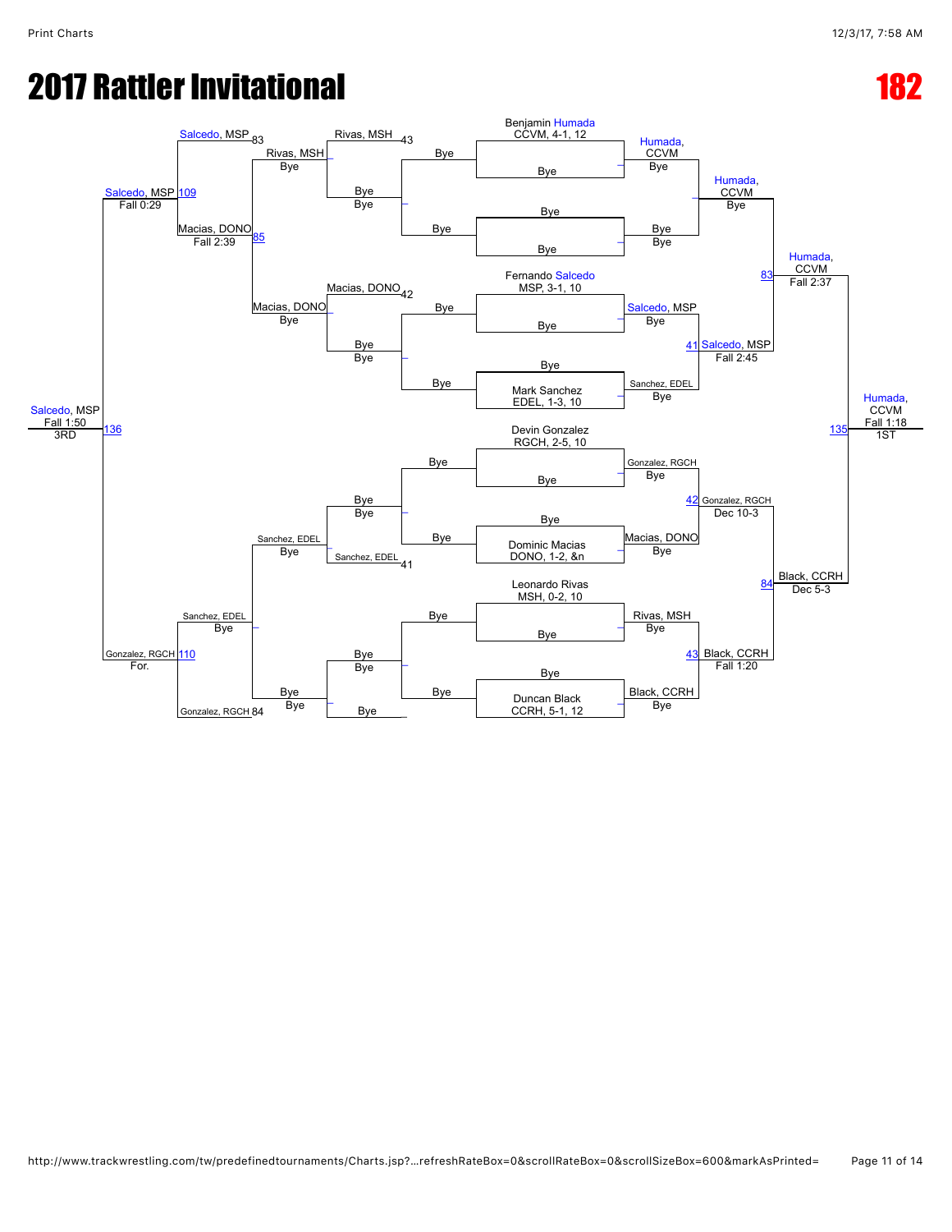# 2017 Rattler Invitational

# 182

## Championship Bracket

**Seeds / Entrants:**
- Benjamin Humada, CCVM, 4-1, 12
- Fernando Salcedo, MSP, 3-1, 10
- Mark Sanchez, EDEL, 1-3, 10
- Devin Gonzalez, RGCH, 2-5, 10
- Dominic Macias, DONO, 1-2, &n
- Leonardo Rivas, MSH, 0-2, 10
- Duncan Black, CCRH, 5-1, 12

**First Round:**
- Benjamin Humada vs Bye → Humada, CCVM (Bye)
- Bye vs Bye → Bye
- Fernando Salcedo vs Bye → Salcedo, MSP (Bye)
- Bye vs Mark Sanchez → Sanchez, EDEL (Bye)
- Devin Gonzalez vs Bye → Gonzalez, RGCH (Bye)
- Bye vs Dominic Macias → Macias, DONO (Bye)
- Leonardo Rivas vs Bye → Rivas, MSH (Bye)
- Bye vs Duncan Black → Black, CCRH (Bye)

**Quarterfinals:**
- Humada, CCVM vs Bye → Humada, CCVM (Bye)
- 41: Salcedo, MSP vs Sanchez, EDEL → Salcedo, MSP (Fall 2:45)
- 42: Gonzalez, RGCH vs Macias, DONO → Gonzalez, RGCH (Dec 10-3)
- 43: Rivas, MSH vs Black, CCRH → Black, CCRH (Fall 1:20)

**Semifinals:**
- 83: Humada, CCVM vs Salcedo, MSP → Humada, CCVM (Fall 2:37)
- 84: Gonzalez, RGCH vs Black, CCRH → Black, CCRH (Dec 5-3)

**Final:**
- 135: Humada, CCVM vs Black, CCRH → Humada, CCVM (Fall 1:18) — 1ST

## Consolation Bracket

**Consolation Round 1:**
- Bye vs Bye → Bye
- Bye vs Bye → Bye
- Bye vs Bye → Bye
- Bye vs Bye → Bye

**Consolation Round 2:**
- 43: Rivas, MSH vs Bye → Rivas, MSH (Bye)
- 42: Macias, DONO vs Bye → Macias, DONO (Bye)
- 41: Sanchez, EDEL vs Bye → Sanchez, EDEL (Bye)
- Bye vs Bye → Bye

**Consolation Round 3:**
- Rivas, MSH vs Bye → Rivas, MSH (Bye)
- Macias, DONO vs Bye → Macias, DONO (Bye)
- Sanchez, EDEL vs Bye → Sanchez, EDEL (Bye)
- Bye vs Bye → Bye (Bye)

**Consolation Round 4:**
- 83: Salcedo, MSP vs Rivas, MSH
- 85: Macias, DONO → Macias, DONO (Fall 2:39)
- Sanchez, EDEL → Sanchez, EDEL (Bye)
- 84: Gonzalez, RGCH vs Bye

**Consolation Semifinals:**
- 109: Salcedo, MSP vs Macias, DONO → Salcedo, MSP (Fall 0:29)
- 110: Sanchez, EDEL vs Gonzalez, RGCH → Gonzalez, RGCH (For.)

**3rd Place Match:**
- 136: Salcedo, MSP vs Gonzalez, RGCH → Salcedo, MSP (Fall 1:50) — 3RD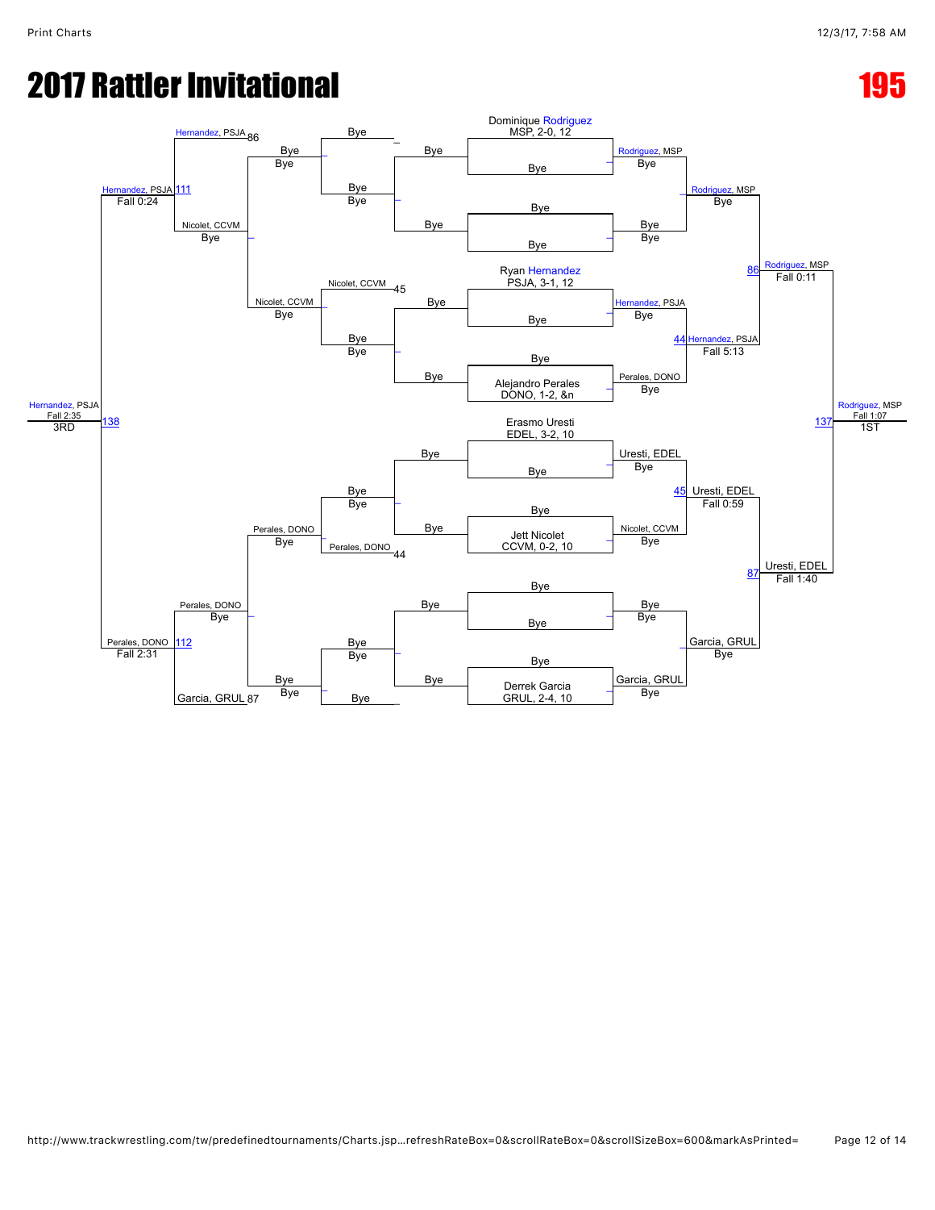# 2017 Rattler Invitational

## 195

### Championship Bracket

**Seeded wrestlers:**
- Dominique Rodriguez, MSP, 2-0, 12
- Ryan Hernandez, PSJA, 3-1, 12
- Alejandro Perales, DONO, 1-2, &n
- Erasmo Uresti, EDEL, 3-2, 10
- Jett Nicolet, CCVM, 0-2, 10
- Derrek Garcia, GRUL, 2-4, 10

**First round:**
- Rodriguez, MSP — Bye
- Hernandez, PSJA — Bye
- Perales, DONO — Bye
- Uresti, EDEL — Bye
- Nicolet, CCVM — Bye
- Garcia, GRUL — Bye

**Quarterfinals:**
- Rodriguez, MSP — Bye
- 44 Hernandez, PSJA — Fall 5:13 (over Perales, DONO)
- 45 Uresti, EDEL — Fall 0:59 (over Nicolet, CCVM)
- Garcia, GRUL — Bye

**Semifinals:**
- 86 Rodriguez, MSP — Fall 0:11
- 87 Uresti, EDEL — Fall 1:40

**Final:**
- 137 Rodriguez, MSP — Fall 1:07 — 1ST

### Consolation Bracket

- Nicolet, CCVM 45 — Bye
- Perales, DONO 44 — Bye
- Hernandez, PSJA 86
- Garcia, GRUL 87
- Nicolet, CCVM — Bye
- Perales, DONO — Bye
- 111 Hernandez, PSJA — Fall 0:24
- 112 Perales, DONO — Fall 2:31
- 138 Hernandez, PSJA — Fall 2:35 — 3RD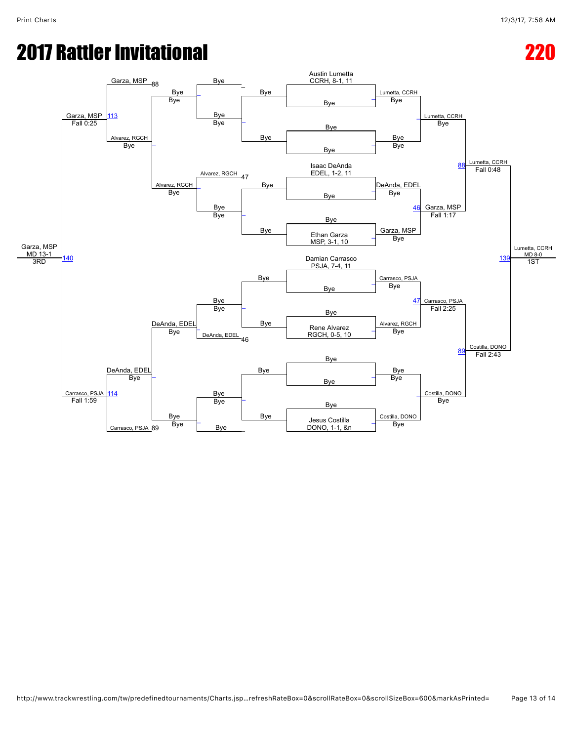# 2017 Rattler Invitational

# 220

**Championship bracket (first round seeds):**

- Austin Lumetta, CCRH, 8-1, 11 — Bye
- Bye — Bye
- Isaac DeAnda, EDEL, 1-2, 11 — Bye
- Bye — Ethan Garza, MSP, 3-1, 10
- Damian Carrasco, PSJA, 7-4, 11 — Bye
- Bye — Rene Alvarez, RGCH, 0-5, 10
- Bye — Bye
- Bye — Jesus Costilla, DONO, 1-1, &n

**Quarterfinals:**

- Lumetta, CCRH — Bye
- Bye — Bye
- DeAnda, EDEL — Bye
- Garza, MSP — Bye
- Carrasco, PSJA — Bye
- Alvarez, RGCH — Bye
- Bye — Bye
- Costilla, DONO — Bye

**Semifinals:**

- Lumetta, CCRH — Bye
- 46 Garza, MSP — Fall 1:17
- 47 Carrasco, PSJA — Fall 2:25
- Costilla, DONO — Bye

**Finals:**

- 88 Lumetta, CCRH — Fall 0:48
- 89 Costilla, DONO — Fall 2:43

**1ST:** 139 Lumetta, CCRH — MD 8-0

**Consolation bracket:**

- Bye / Bye / Bye / Bye
- 47 Alvarez, RGCH — Bye
- 46 DeAnda, EDEL — Bye
- Bye / Bye / Bye / Bye
- Bye / Bye / Bye
- 88 Garza, MSP
- Bye — Bye
- Alvarez, RGCH — Bye
- DeAnda, EDEL — Bye
- Bye — Bye
- 89 Carrasco, PSJA
- 113 Garza, MSP — Fall 0:25
- Alvarez, RGCH — Bye
- DeAnda, EDEL — Bye
- 114 Carrasco, PSJA — Fall 1:59

**3RD:** 140 Garza, MSP — MD 13-1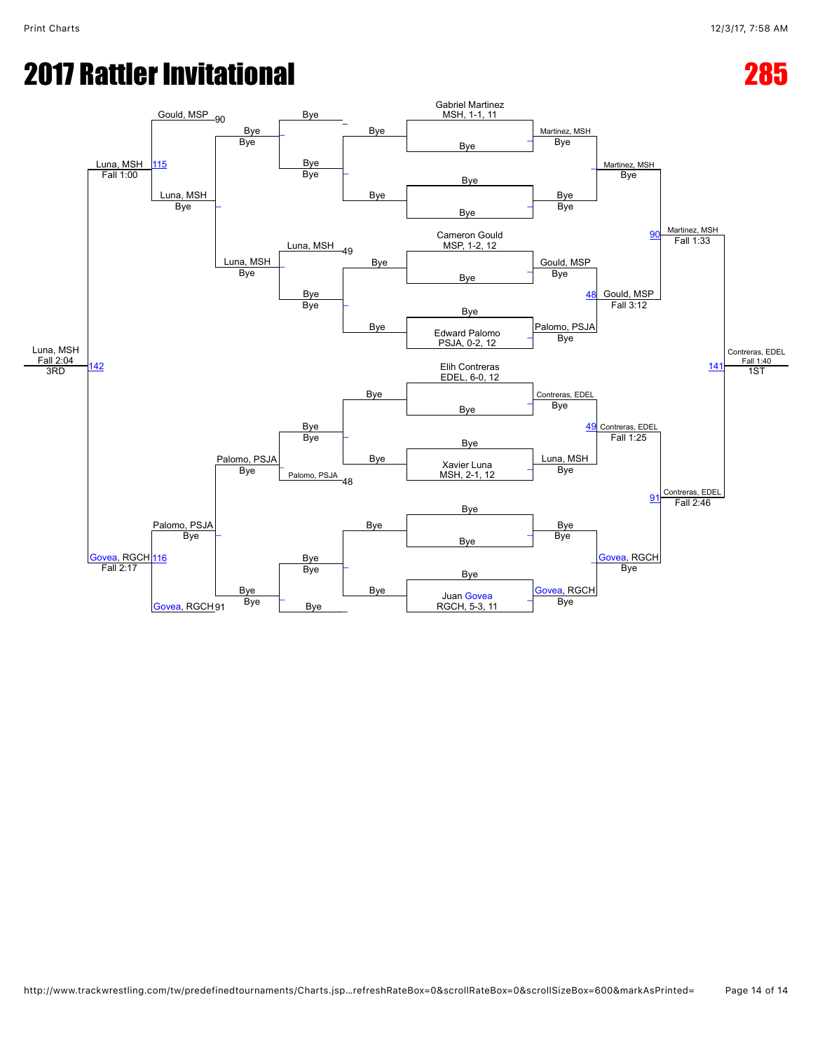# 2017 Rattler Invitational

# 285

Gabriel Martinez
MSH, 1-1, 11

Bye

Martinez, MSH
Bye

Bye

Bye

Martinez, MSH
Bye

Cameron Gould
MSP, 1-2, 12

Bye

Gould, MSP
Bye

Bye

Edward Palomo
PSJA, 0-2, 12

Palomo, PSJA
Bye

48 Gould, MSP
Fall 3:12

90 Martinez, MSH
Fall 1:33

Elih Contreras
EDEL, 6-0, 12

Bye

Contreras, EDEL
Bye

Bye

Xavier Luna
MSH, 2-1, 12

Luna, MSH
Bye

49 Contreras, EDEL
Fall 1:25

Bye

Bye

Bye
Bye

Bye

Juan Govea
RGCH, 5-3, 11

Govea, RGCH
Bye

Govea, RGCH
Bye

91 Contreras, EDEL
Fall 2:46

141 Contreras, EDEL
Fall 1:40
1ST

Bye
Bye
Bye
Bye
Bye
Bye
Bye
Bye

Bye
Bye
Bye
Bye
Bye

Luna, MSH 49
Bye
Bye

Palomo, PSJA 48

Bye
Bye
Bye
Bye
Bye

Gould, MSP 90

Luna, MSH
Bye

Luna, MSH
Bye

Palomo, PSJA
Bye

Palomo, PSJA
Bye

Bye
Bye

Govea, RGCH 91

Luna, MSH 115
Fall 1:00

Govea, RGCH 116
Fall 2:17

Luna, MSH 142
Fall 2:04
3RD